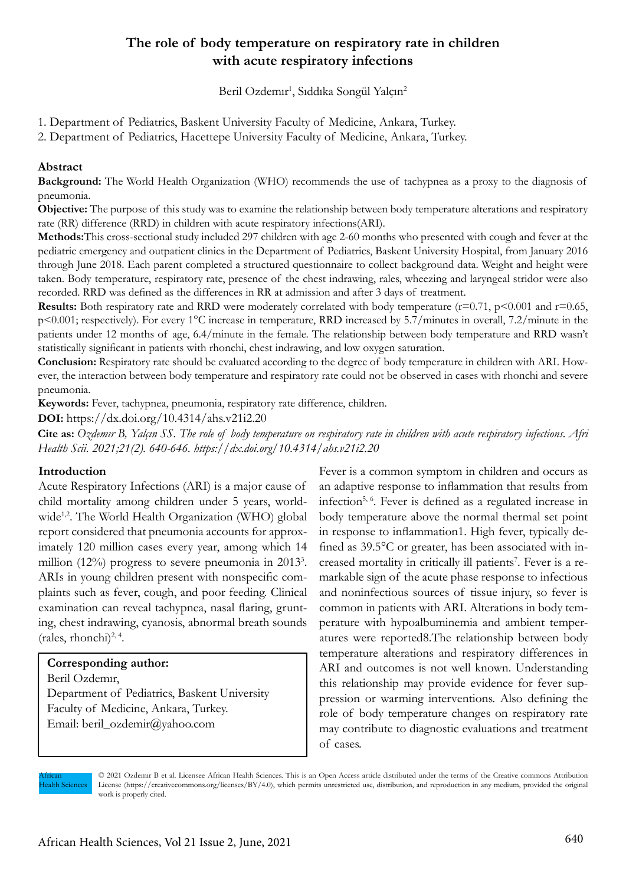# The role of body temperature on respiratory rate in children with acute respiratory infections

Beril Ozdemır[1], Sıddıka Songül Yalçın[2]

1. Department of Pediatrics, Baskent University Faculty of Medicine, Ankara, Turkey.
2. Department of Pediatrics, Hacettepe University Faculty of Medicine, Ankara, Turkey.

## Abstract

**Background:** The World Health Organization (WHO) recommends the use of tachypnea as a proxy to the diagnosis of pneumonia.

**Objective:** The purpose of this study was to examine the relationship between body temperature alterations and respiratory rate (RR) difference (RRD) in children with acute respiratory infections(ARI).

**Methods:**This cross-sectional study included 297 children with age 2-60 months who presented with cough and fever at the pediatric emergency and outpatient clinics in the Department of Pediatrics, Baskent University Hospital, from January 2016 through June 2018. Each parent completed a structured questionnaire to collect background data. Weight and height were taken. Body temperature, respiratory rate, presence of the chest indrawing, rales, wheezing and laryngeal stridor were also recorded. RRD was defined as the differences in RR at admission and after 3 days of treatment.

**Results:** Both respiratory rate and RRD were moderately correlated with body temperature ($r=0.71$, $p<0.001$ and $r=0.65$, $p<0.001$; respectively). For every 1°C increase in temperature, RRD increased by 5.7/minutes in overall, 7.2/minute in the patients under 12 months of age, 6.4/minute in the female. The relationship between body temperature and RRD wasn't statistically significant in patients with rhonchi, chest indrawing, and low oxygen saturation.

**Conclusion:** Respiratory rate should be evaluated according to the degree of body temperature in children with ARI. However, the interaction between body temperature and respiratory rate could not be observed in cases with rhonchi and severe pneumonia.

**Keywords:** Fever, tachypnea, pneumonia, respiratory rate difference, children.

**DOI:** https://dx.doi.org/10.4314/ahs.v21i2.20

**Cite as:** *Ozdemır B, Yalçın SS. The role of body temperature on respiratory rate in children with acute respiratory infections. Afri Health Scii. 2021;21(2). 640-646. https://dx.doi.org/10.4314/ahs.v21i2.20*

## Introduction

Acute Respiratory Infections (ARI) is a major cause of child mortality among children under 5 years, worldwide[1,2]. The World Health Organization (WHO) global report considered that pneumonia accounts for approximately 120 million cases every year, among which 14 million (12%) progress to severe pneumonia in 2013[3]. ARIs in young children present with nonspecific complaints such as fever, cough, and poor feeding. Clinical examination can reveal tachypnea, nasal flaring, grunting, chest indrawing, cyanosis, abnormal breath sounds (rales, rhonchi)[2, 4].

**Corresponding author:**
Beril Ozdemır,
Department of Pediatrics, Baskent University Faculty of Medicine, Ankara, Turkey.
Email: beril_ozdemir@yahoo.com

Fever is a common symptom in children and occurs as an adaptive response to inflammation that results from infection[5, 6]. Fever is defined as a regulated increase in body temperature above the normal thermal set point in response to inflammation1. High fever, typically defined as 39.5°C or greater, has been associated with increased mortality in critically ill patients[7]. Fever is a remarkable sign of the acute phase response to infectious and noninfectious sources of tissue injury, so fever is common in patients with ARI. Alterations in body temperature with hypoalbuminemia and ambient temperatures were reported8.The relationship between body temperature alterations and respiratory differences in ARI and outcomes is not well known. Understanding this relationship may provide evidence for fever suppression or warming interventions. Also defining the role of body temperature changes on respiratory rate may contribute to diagnostic evaluations and treatment of cases.

African Health Sciences © 2021 Ozdemır B et al. Licensee African Health Sciences. This is an Open Access article distributed under the terms of the Creative commons Attribution License (https://creativecommons.org/licenses/BY/4.0), which permits unrestricted use, distribution, and reproduction in any medium, provided the original work is properly cited.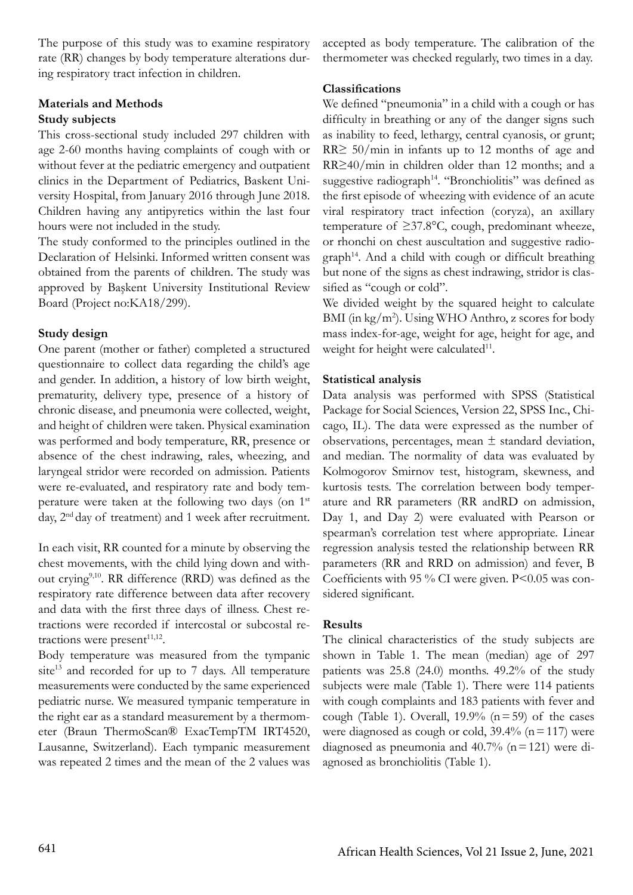The purpose of this study was to examine respiratory rate (RR) changes by body temperature alterations during respiratory tract infection in children.

## Materials and Methods

### Study subjects

This cross-sectional study included 297 children with age 2-60 months having complaints of cough with or without fever at the pediatric emergency and outpatient clinics in the Department of Pediatrics, Baskent University Hospital, from January 2016 through June 2018. Children having any antipyretics within the last four hours were not included in the study.

The study conformed to the principles outlined in the Declaration of Helsinki. Informed written consent was obtained from the parents of children. The study was approved by Başkent University Institutional Review Board (Project no:KA18/299).

### Study design

One parent (mother or father) completed a structured questionnaire to collect data regarding the child's age and gender. In addition, a history of low birth weight, prematurity, delivery type, presence of a history of chronic disease, and pneumonia were collected, weight, and height of children were taken. Physical examination was performed and body temperature, RR, presence or absence of the chest indrawing, rales, wheezing, and laryngeal stridor were recorded on admission. Patients were re-evaluated, and respiratory rate and body temperature were taken at the following two days (on 1st day, 2nd day of treatment) and 1 week after recruitment.

In each visit, RR counted for a minute by observing the chest movements, with the child lying down and without crying[9,10]. RR difference (RRD) was defined as the respiratory rate difference between data after recovery and data with the first three days of illness. Chest retractions were recorded if intercostal or subcostal retractions were present[11,12].

Body temperature was measured from the tympanic site[13] and recorded for up to 7 days. All temperature measurements were conducted by the same experienced pediatric nurse. We measured tympanic temperature in the right ear as a standard measurement by a thermometer (Braun ThermoScan® ExacTempTM IRT4520, Lausanne, Switzerland). Each tympanic measurement was repeated 2 times and the mean of the 2 values was accepted as body temperature. The calibration of the thermometer was checked regularly, two times in a day.

### Classifications

We defined "pneumonia" in a child with a cough or has difficulty in breathing or any of the danger signs such as inability to feed, lethargy, central cyanosis, or grunt; RR≥ 50/min in infants up to 12 months of age and RR≥40/min in children older than 12 months; and a suggestive radiograph[14]. "Bronchiolitis" was defined as the first episode of wheezing with evidence of an acute viral respiratory tract infection (coryza), an axillary temperature of ≥37.8°C, cough, predominant wheeze, or rhonchi on chest auscultation and suggestive radiograph[14]. And a child with cough or difficult breathing but none of the signs as chest indrawing, stridor is classified as "cough or cold".

We divided weight by the squared height to calculate BMI (in kg/m$^2$). Using WHO Anthro, z scores for body mass index-for-age, weight for age, height for age, and weight for height were calculated[11].

### Statistical analysis

Data analysis was performed with SPSS (Statistical Package for Social Sciences, Version 22, SPSS Inc., Chicago, IL). The data were expressed as the number of observations, percentages, mean ± standard deviation, and median. The normality of data was evaluated by Kolmogorov Smirnov test, histogram, skewness, and kurtosis tests. The correlation between body temperature and RR parameters (RR andRD on admission, Day 1, and Day 2) were evaluated with Pearson or spearman's correlation test where appropriate. Linear regression analysis tested the relationship between RR parameters (RR and RRD on admission) and fever, B Coefficients with 95 % CI were given. $P<0.05$ was considered significant.

## Results

The clinical characteristics of the study subjects are shown in Table 1. The mean (median) age of 297 patients was 25.8 (24.0) months. 49.2% of the study subjects were male (Table 1). There were 114 patients with cough complaints and 183 patients with fever and cough (Table 1). Overall, 19.9% (n=59) of the cases were diagnosed as cough or cold, 39.4% (n=117) were diagnosed as pneumonia and 40.7% (n=121) were diagnosed as bronchiolitis (Table 1).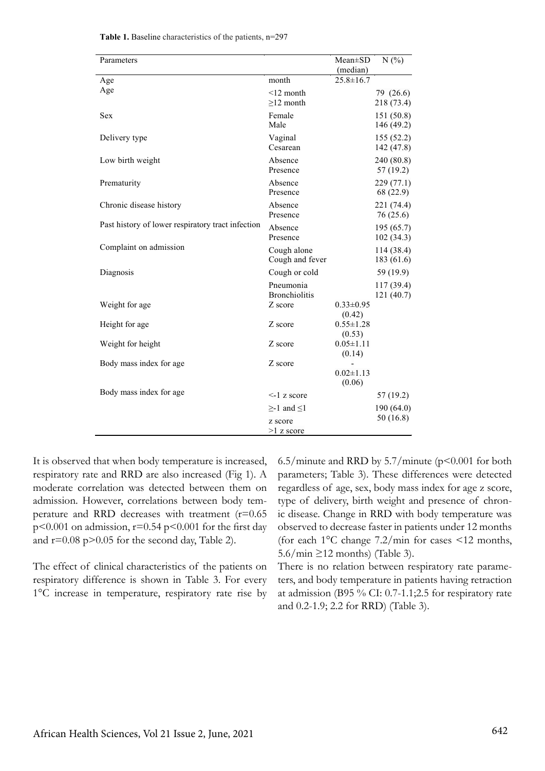**Table 1.** Baseline characteristics of the patients, n=297

| Parameters | | Mean±SD (median) | N (%) |
|---|---|---|---|
| Age | month | 25.8±16.7 | |
| Age | <12 month | | 79 (26.6) |
| | ≥12 month | | 218 (73.4) |
| Sex | Female | | 151 (50.8) |
| | Male | | 146 (49.2) |
| Delivery type | Vaginal | | 155 (52.2) |
| | Cesarean | | 142 (47.8) |
| Low birth weight | Absence | | 240 (80.8) |
| | Presence | | 57 (19.2) |
| Prematurity | Absence | | 229 (77.1) |
| | Presence | | 68 (22.9) |
| Chronic disease history | Absence | | 221 (74.4) |
| | Presence | | 76 (25.6) |
| Past history of lower respiratory tract infection | Absence | | 195 (65.7) |
| | Presence | | 102 (34.3) |
| Complaint on admission | Cough alone | | 114 (38.4) |
| | Cough and fever | | 183 (61.6) |
| Diagnosis | Cough or cold | | 59 (19.9) |
| | Pneumonia | | 117 (39.4) |
| | Bronchiolitis | | 121 (40.7) |
| Weight for age | Z score | 0.33±0.95 (0.42) | |
| Height for age | Z score | 0.55±1.28 (0.53) | |
| Weight for height | Z score | 0.05±1.11 (0.14) | |
| Body mass index for age | Z score | -0.02±1.13 (0.06) | |
| Body mass index for age | <-1 z score | | 57 (19.2) |
| | ≥-1 and ≤1 z score | | 190 (64.0) |
| | >1 z score | | 50 (16.8) |

It is observed that when body temperature is increased, respiratory rate and RRD are also increased (Fig 1). A moderate correlation was detected between them on admission. However, correlations between body temperature and RRD decreases with treatment ($r=0.65$ $p<0.001$ on admission, $r=0.54$ $p<0.001$ for the first day and $r=0.08$ $p>0.05$ for the second day, Table 2).

The effect of clinical characteristics of the patients on respiratory difference is shown in Table 3. For every 1°C increase in temperature, respiratory rate rise by 6.5/minute and RRD by 5.7/minute ($p<0.001$ for both parameters; Table 3). These differences were detected regardless of age, sex, body mass index for age z score, type of delivery, birth weight and presence of chronic disease. Change in RRD with body temperature was observed to decrease faster in patients under 12 months (for each 1°C change 7.2/min for cases <12 months, 5.6/min ≥12 months) (Table 3).

There is no relation between respiratory rate parameters, and body temperature in patients having retraction at admission (B95 % CI: 0.7-1.1;2.5 for respiratory rate and 0.2-1.9; 2.2 for RRD) (Table 3).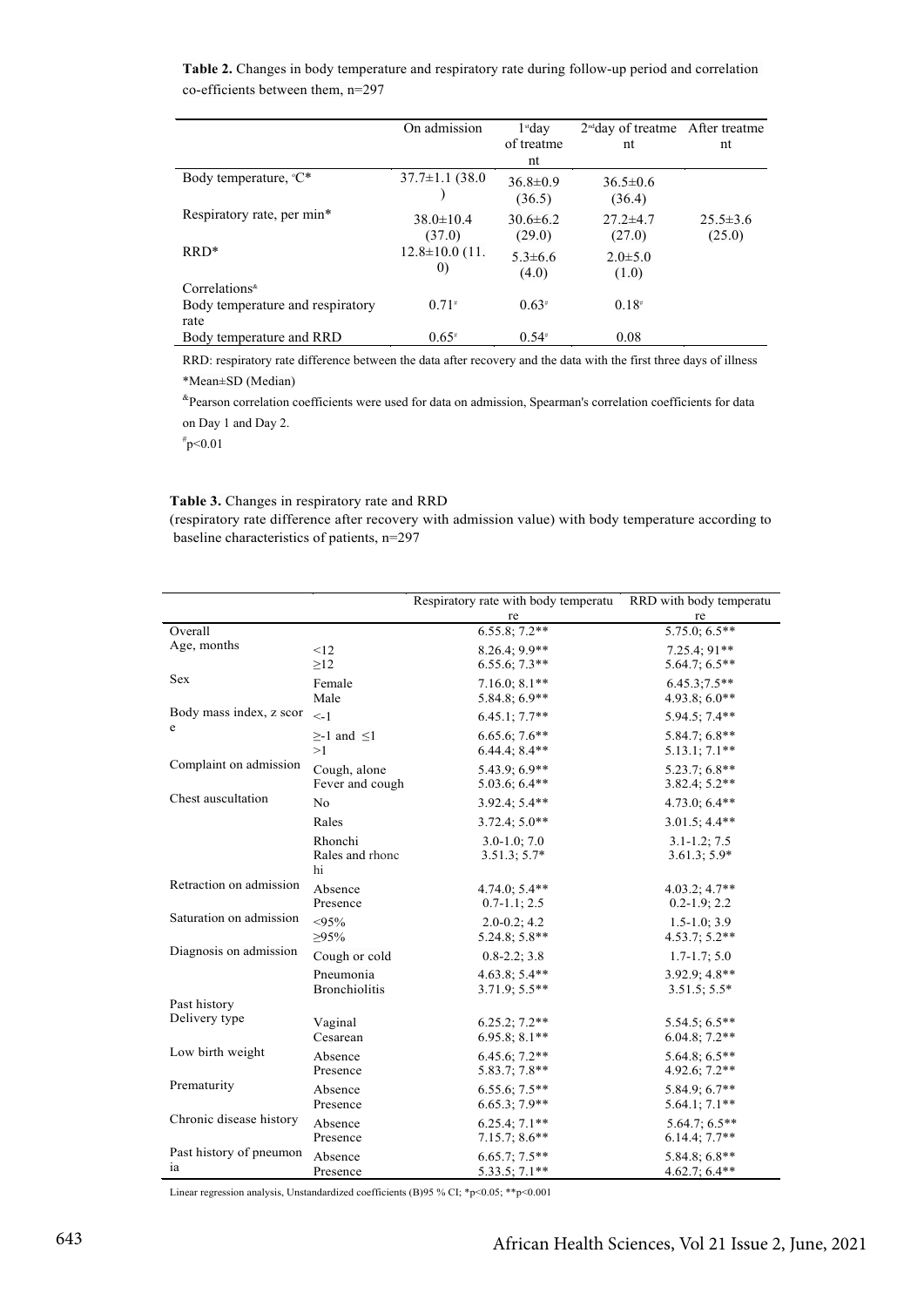**Table 2.** Changes in body temperature and respiratory rate during follow-up period and correlation co-efficients between them, n=297

| | On admission | 1[st] day of treatment | 2[nd] day of treatment | After treatment |
|---|---|---|---|---|
| Body temperature, °C* | 37.7±1.1 (38.0) | 36.8±0.9 (36.5) | 36.5±0.6 (36.4) | |
| Respiratory rate, per min* | 38.0±10.4 (37.0) | 30.6±6.2 (29.0) | 27.2±4.7 (27.0) | 25.5±3.6 (25.0) |
| RRD* | 12.8±10.0 (11.0) | 5.3±6.6 (4.0) | 2.0±5.0 (1.0) | |
| Correlations[&] | | | | |
| Body temperature and respiratory rate | 0.71[#] | 0.63[#] | 0.18[#] | |
| Body temperature and RRD | 0.65[#] | 0.54[#] | 0.08 | |

RRD: respiratory rate difference between the data after recovery and the data with the first three days of illness

*Mean±SD (Median)

[&]Pearson correlation coefficients were used for data on admission, Spearman's correlation coefficients for data on Day 1 and Day 2.

[#]p<0.01

**Table 3.** Changes in respiratory rate and RRD (respiratory rate difference after recovery with admission value) with body temperature according to baseline characteristics of patients, n=297

| | | Respiratory rate with body temperature | RRD with body temperature |
|---|---|---|---|
| Overall | | 6.55.8; 7.2** | 5.75.0; 6.5** |
| Age, months | <12 | 8.26.4; 9.9** | 7.25.4; 91** |
| | ≥12 | 6.55.6; 7.3** | 5.64.7; 6.5** |
| Sex | Female | 7.16.0; 8.1** | 6.45.3;7.5** |
| | Male | 5.84.8; 6.9** | 4.93.8; 6.0** |
| Body mass index, z score | <-1 | 6.45.1; 7.7** | 5.94.5; 7.4** |
| | ≥-1 and ≤1 | 6.65.6; 7.6** | 5.84.7; 6.8** |
| | >1 | 6.44.4; 8.4** | 5.13.1; 7.1** |
| Complaint on admission | Cough, alone | 5.43.9; 6.9** | 5.23.7; 6.8** |
| | Fever and cough | 5.03.6; 6.4** | 3.82.4; 5.2** |
| Chest auscultation | No | 3.92.4; 5.4** | 4.73.0; 6.4** |
| | Rales | 3.72.4; 5.0** | 3.01.5; 4.4** |
| | Rhonchi | 3.0-1.0; 7.0 | 3.1-1.2; 7.5 |
| | Rales and rhonchi | 3.51.3; 5.7* | 3.61.3; 5.9* |
| Retraction on admission | Absence | 4.74.0; 5.4** | 4.03.2; 4.7** |
| | Presence | 0.7-1.1; 2.5 | 0.2-1.9; 2.2 |
| Saturation on admission | <95% | 2.0-0.2; 4.2 | 1.5-1.0; 3.9 |
| | ≥95% | 5.24.8; 5.8** | 4.53.7; 5.2** |
| Diagnosis on admission | Cough or cold | 0.8-2.2; 3.8 | 1.7-1.7; 5.0 |
| | Pneumonia | 4.63.8; 5.4** | 3.92.9; 4.8** |
| | Bronchiolitis | 3.71.9; 5.5** | 3.51.5; 5.5* |
| Past history | | | |
| Delivery type | Vaginal | 6.25.2; 7.2** | 5.54.5; 6.5** |
| | Cesarean | 6.95.8; 8.1** | 6.04.8; 7.2** |
| Low birth weight | Absence | 6.45.6; 7.2** | 5.64.8; 6.5** |
| | Presence | 5.83.7; 7.8** | 4.92.6; 7.2** |
| Prematurity | Absence | 6.55.5; 7.5** | 5.84.9; 6.7** |
| | Presence | 6.65.3; 7.9** | 5.64.1; 7.1** |
| Chronic disease history | Absence | 6.25.4; 7.1** | 5.64.7; 6.5** |
| | Presence | 7.15.7; 8.6** | 6.14.4; 7.7** |
| Past history of pneumonia | Absence | 6.65.7; 7.5** | 5.84.8; 6.8** |
| | Presence | 5.33.5; 7.1** | 4.62.7; 6.4** |

Linear regression analysis, Unstandardized coefficients (B)95 % CI; *p<0.05; **p<0.001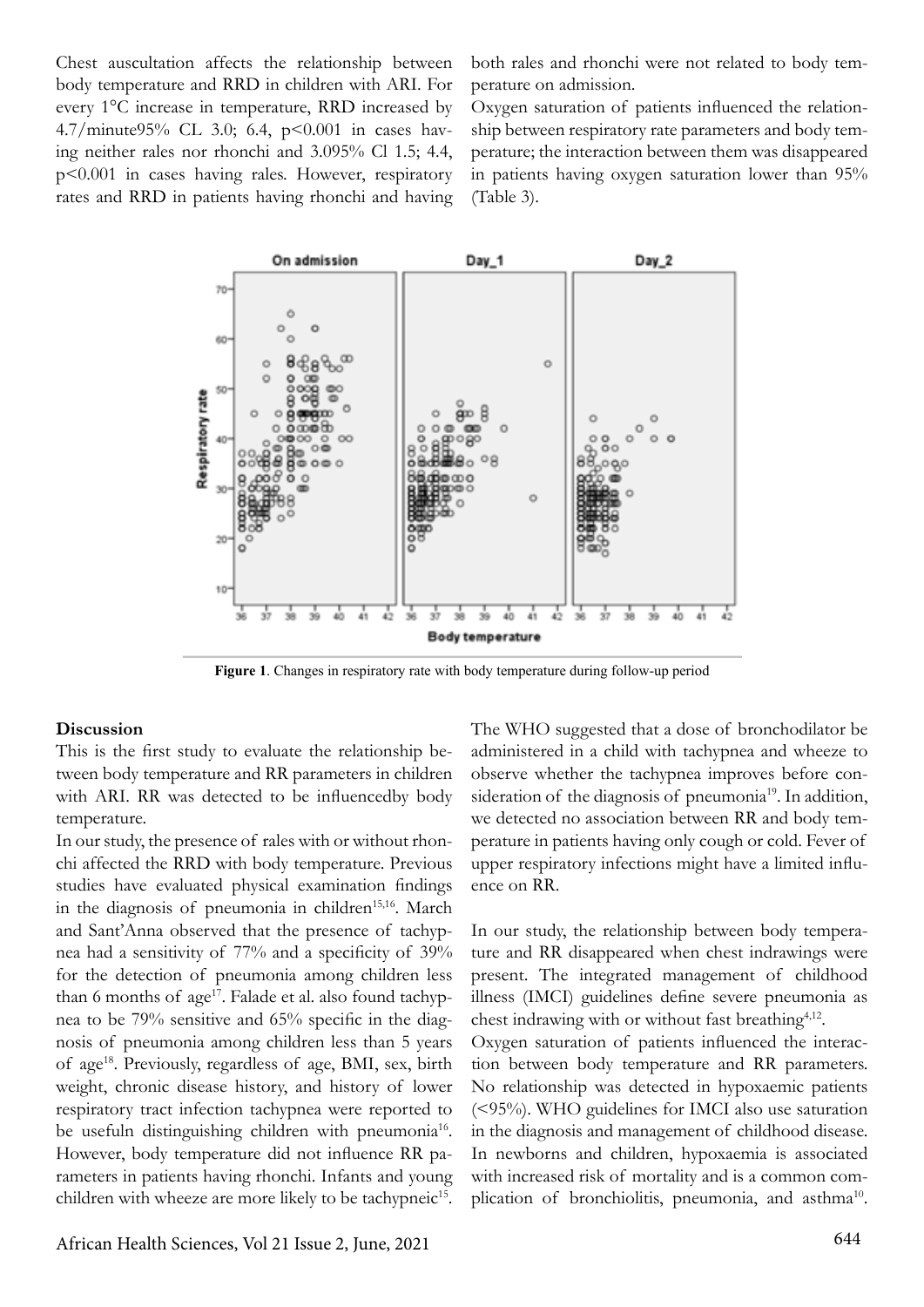Chest auscultation affects the relationship between body temperature and RRD in children with ARI. For every 1°C increase in temperature, RRD increased by 4.7/minute95% CL 3.0; 6.4, $p<0.001$ in cases having neither rales nor rhonchi and 3.095% Cl 1.5; 4.4, $p<0.001$ in cases having rales. However, respiratory rates and RRD in patients having rhonchi and having both rales and rhonchi were not related to body temperature on admission.

Oxygen saturation of patients influenced the relationship between respiratory rate parameters and body temperature; the interaction between them was disappeared in patients having oxygen saturation lower than 95% (Table 3).

**Figure 1**. Changes in respiratory rate with body temperature during follow-up period

**Discussion**

This is the first study to evaluate the relationship between body temperature and RR parameters in children with ARI. RR was detected to be influencedby body temperature.

In our study, the presence of rales with or without rhonchi affected the RRD with body temperature. Previous studies have evaluated physical examination findings in the diagnosis of pneumonia in children[15,16]. March and Sant'Anna observed that the presence of tachypnea had a sensitivity of 77% and a specificity of 39% for the detection of pneumonia among children less than 6 months of age[17]. Falade et al. also found tachypnea to be 79% sensitive and 65% specific in the diagnosis of pneumonia among children less than 5 years of age[18]. Previously, regardless of age, BMI, sex, birth weight, chronic disease history, and history of lower respiratory tract infection tachypnea were reported to be usefuln distinguishing children with pneumonia[16]. However, body temperature did not influence RR parameters in patients having rhonchi. Infants and young children with wheeze are more likely to be tachypneic[15]. The WHO suggested that a dose of bronchodilator be administered in a child with tachypnea and wheeze to observe whether the tachypnea improves before consideration of the diagnosis of pneumonia[19]. In addition, we detected no association between RR and body temperature in patients having only cough or cold. Fever of upper respiratory infections might have a limited influence on RR.

In our study, the relationship between body temperature and RR disappeared when chest indrawings were present. The integrated management of childhood illness (IMCI) guidelines define severe pneumonia as chest indrawing with or without fast breathing[4,12].

Oxygen saturation of patients influenced the interaction between body temperature and RR parameters. No relationship was detected in hypoxaemic patients (<95%). WHO guidelines for IMCI also use saturation in the diagnosis and management of childhood disease. In newborns and children, hypoxaemia is associated with increased risk of mortality and is a common complication of bronchiolitis, pneumonia, and asthma[10].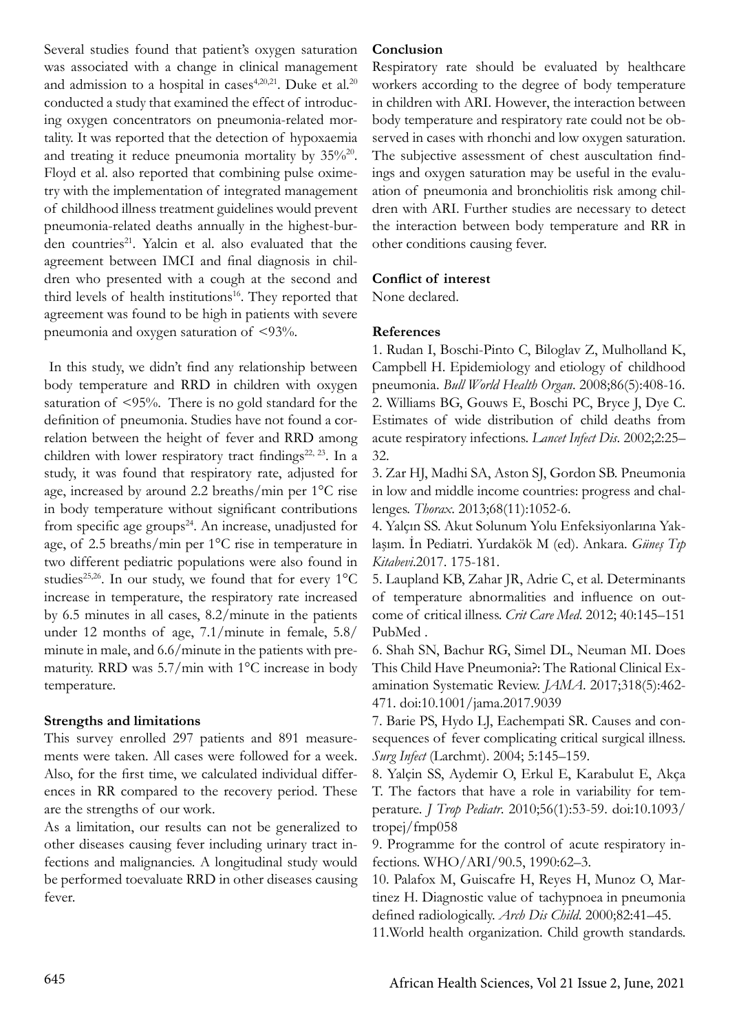Several studies found that patient's oxygen saturation was associated with a change in clinical management and admission to a hospital in cases[4,20,21]. Duke et al.[20] conducted a study that examined the effect of introducing oxygen concentrators on pneumonia-related mortality. It was reported that the detection of hypoxaemia and treating it reduce pneumonia mortality by 35%[20]. Floyd et al. also reported that combining pulse oximetry with the implementation of integrated management of childhood illness treatment guidelines would prevent pneumonia-related deaths annually in the highest-burden countries[21]. Yalcin et al. also evaluated that the agreement between IMCI and final diagnosis in children who presented with a cough at the second and third levels of health institutions[16]. They reported that agreement was found to be high in patients with severe pneumonia and oxygen saturation of <93%.

In this study, we didn't find any relationship between body temperature and RRD in children with oxygen saturation of <95%. There is no gold standard for the definition of pneumonia. Studies have not found a correlation between the height of fever and RRD among children with lower respiratory tract findings[22, 23]. In a study, it was found that respiratory rate, adjusted for age, increased by around 2.2 breaths/min per 1°C rise in body temperature without significant contributions from specific age groups[24]. An increase, unadjusted for age, of 2.5 breaths/min per 1°C rise in temperature in two different pediatric populations were also found in studies[25,26]. In our study, we found that for every 1°C increase in temperature, the respiratory rate increased by 6.5 minutes in all cases, 8.2/minute in the patients under 12 months of age, 7.1/minute in female, 5.8/minute in male, and 6.6/minute in the patients with prematurity. RRD was 5.7/min with 1°C increase in body temperature.

**Strengths and limitations**

This survey enrolled 297 patients and 891 measurements were taken. All cases were followed for a week. Also, for the first time, we calculated individual differences in RR compared to the recovery period. These are the strengths of our work.

As a limitation, our results can not be generalized to other diseases causing fever including urinary tract infections and malignancies. A longitudinal study would be performed toevaluate RRD in other diseases causing fever.

**Conclusion**

Respiratory rate should be evaluated by healthcare workers according to the degree of body temperature in children with ARI. However, the interaction between body temperature and respiratory rate could not be observed in cases with rhonchi and low oxygen saturation. The subjective assessment of chest auscultation findings and oxygen saturation may be useful in the evaluation of pneumonia and bronchiolitis risk among children with ARI. Further studies are necessary to detect the interaction between body temperature and RR in other conditions causing fever.

**Conflict of interest**

None declared.

**References**

1. Rudan I, Boschi-Pinto C, Biloglav Z, Mulholland K, Campbell H. Epidemiology and etiology of childhood pneumonia. *Bull World Health Organ*. 2008;86(5):408-16.
2. Williams BG, Gouws E, Boschi PC, Bryce J, Dye C. Estimates of wide distribution of child deaths from acute respiratory infections. *Lancet Infect Dis*. 2002;2:25–32.
3. Zar HJ, Madhi SA, Aston SJ, Gordon SB. Pneumonia in low and middle income countries: progress and challenges. *Thorax*. 2013;68(11):1052-6.
4. Yalçın SS. Akut Solunum Yolu Enfeksiyonlarına Yaklaşım. İn Pediatri. Yurdakök M (ed). Ankara. *Güneş Tıp Kitabevi*.2017. 175-181.
5. Laupland KB, Zahar JR, Adrie C, et al. Determinants of temperature abnormalities and influence on outcome of critical illness. *Crit Care Med*. 2012; 40:145–151 PubMed .
6. Shah SN, Bachur RG, Simel DL, Neuman MI. Does This Child Have Pneumonia?: The Rational Clinical Examination Systematic Review. *JAMA*. 2017;318(5):462-471. doi:10.1001/jama.2017.9039
7. Barie PS, Hydo LJ, Eachempati SR. Causes and consequences of fever complicating critical surgical illness. *Surg Infect* (Larchmt). 2004; 5:145–159.
8. Yalçin SS, Aydemir O, Erkul E, Karabulut E, Akça T. The factors that have a role in variability for temperature. *J Trop Pediatr*. 2010;56(1):53-59. doi:10.1093/tropej/fmp058
9. Programme for the control of acute respiratory infections. WHO/ARI/90.5, 1990:62–3.
10. Palafox M, Guiscafre H, Reyes H, Munoz O, Martinez H. Diagnostic value of tachypnoea in pneumonia defined radiologically. *Arch Dis Child*. 2000;82:41–45.
11.World health organization. Child growth standards.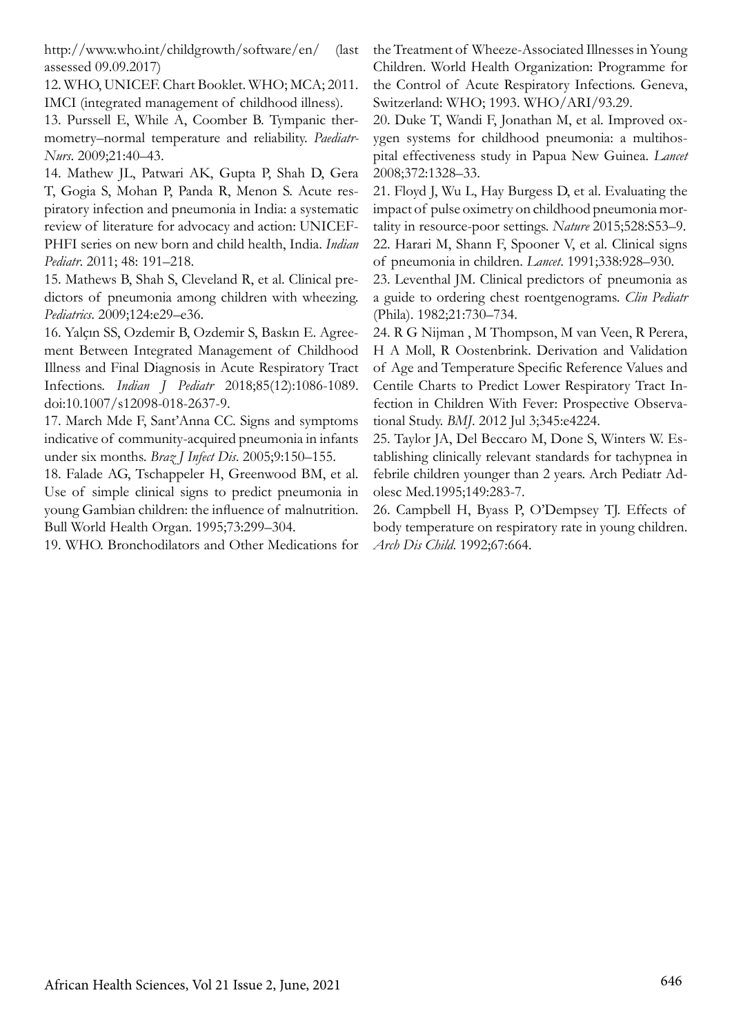http://www.who.int/childgrowth/software/en/ (last assessed 09.09.2017)

12. WHO, UNICEF. Chart Booklet. WHO; MCA; 2011. IMCI (integrated management of childhood illness).

13. Purssell E, While A, Coomber B. Tympanic thermometry–normal temperature and reliability. *Paediatr-Nurs*. 2009;21:40–43.

14. Mathew JL, Patwari AK, Gupta P, Shah D, Gera T, Gogia S, Mohan P, Panda R, Menon S. Acute respiratory infection and pneumonia in India: a systematic review of literature for advocacy and action: UNICEF-PHFI series on new born and child health, India. *Indian Pediatr*. 2011; 48: 191–218.

15. Mathews B, Shah S, Cleveland R, et al. Clinical predictors of pneumonia among children with wheezing. *Pediatrics*. 2009;124:e29–e36.

16. Yalçın SS, Ozdemir B, Ozdemir S, Baskın E. Agreement Between Integrated Management of Childhood Illness and Final Diagnosis in Acute Respiratory Tract Infections. *Indian J Pediatr* 2018;85(12):1086-1089. doi:10.1007/s12098-018-2637-9.

17. March Mde F, Sant'Anna CC. Signs and symptoms indicative of community-acquired pneumonia in infants under six months. *Braz J Infect Dis*. 2005;9:150–155.

18. Falade AG, Tschappeler H, Greenwood BM, et al. Use of simple clinical signs to predict pneumonia in young Gambian children: the influence of malnutrition. Bull World Health Organ. 1995;73:299–304.

19. WHO. Bronchodilators and Other Medications for the Treatment of Wheeze-Associated Illnesses in Young Children. World Health Organization: Programme for the Control of Acute Respiratory Infections. Geneva, Switzerland: WHO; 1993. WHO/ARI/93.29.

20. Duke T, Wandi F, Jonathan M, et al. Improved oxygen systems for childhood pneumonia: a multihospital effectiveness study in Papua New Guinea. *Lancet* 2008;372:1328–33.

21. Floyd J, Wu L, Hay Burgess D, et al. Evaluating the impact of pulse oximetry on childhood pneumonia mortality in resource-poor settings. *Nature* 2015;528:S53–9.

22. Harari M, Shann F, Spooner V, et al. Clinical signs of pneumonia in children. *Lancet*. 1991;338:928–930.

23. Leventhal JM. Clinical predictors of pneumonia as a guide to ordering chest roentgenograms. *Clin Pediatr* (Phila). 1982;21:730–734.

24. R G Nijman , M Thompson, M van Veen, R Perera, H A Moll, R Oostenbrink. Derivation and Validation of Age and Temperature Specific Reference Values and Centile Charts to Predict Lower Respiratory Tract Infection in Children With Fever: Prospective Observational Study. *BMJ*. 2012 Jul 3;345:e4224.

25. Taylor JA, Del Beccaro M, Done S, Winters W. Establishing clinically relevant standards for tachypnea in febrile children younger than 2 years. Arch Pediatr Adolesc Med.1995;149:283-7.

26. Campbell H, Byass P, O'Dempsey TJ. Effects of body temperature on respiratory rate in young children. *Arch Dis Child*. 1992;67:664.